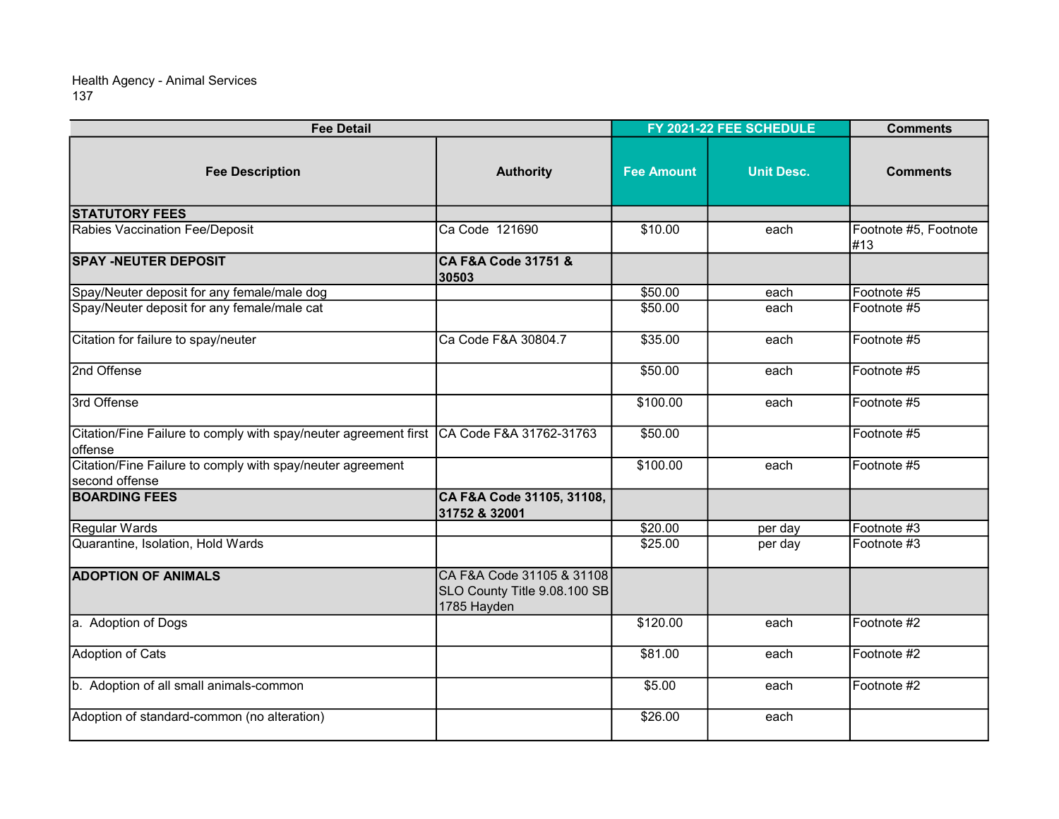Health Agency - Animal Services
137

| Fee Detail | | FY 2021-22 FEE SCHEDULE | | Comments |
|---|---|---|---|---|
| **Fee Description** | **Authority** | **Fee Amount** | **Unit Desc.** | **Comments** |
| **STATUTORY FEES** | | | | |
| Rabies Vaccination Fee/Deposit | Ca Code 121690 | $10.00 | each | Footnote #5, Footnote #13 |
| **SPAY -NEUTER DEPOSIT** | **CA F&A Code 31751 & 30503** | | | |
| Spay/Neuter deposit for any female/male dog | | $50.00 | each | Footnote #5 |
| Spay/Neuter deposit for any female/male cat | | $50.00 | each | Footnote #5 |
| Citation for failure to spay/neuter | Ca Code F&A 30804.7 | $35.00 | each | Footnote #5 |
| 2nd Offense | | $50.00 | each | Footnote #5 |
| 3rd Offense | | $100.00 | each | Footnote #5 |
| Citation/Fine Failure to comply with spay/neuter agreement first offense | CA Code F&A 31762-31763 | $50.00 | | Footnote #5 |
| Citation/Fine Failure to comply with spay/neuter agreement second offense | | $100.00 | each | Footnote #5 |
| **BOARDING FEES** | **CA F&A Code 31105, 31108, 31752 & 32001** | | | |
| Regular Wards | | $20.00 | per day | Footnote #3 |
| Quarantine, Isolation, Hold Wards | | $25.00 | per day | Footnote #3 |
| **ADOPTION OF ANIMALS** | CA F&A Code 31105 & 31108 SLO County Title 9.08.100 SB 1785 Hayden | | | |
| a. Adoption of Dogs | | $120.00 | each | Footnote #2 |
| Adoption of Cats | | $81.00 | each | Footnote #2 |
| b. Adoption of all small animals-common | | $5.00 | each | Footnote #2 |
| Adoption of standard-common (no alteration) | | $26.00 | each | |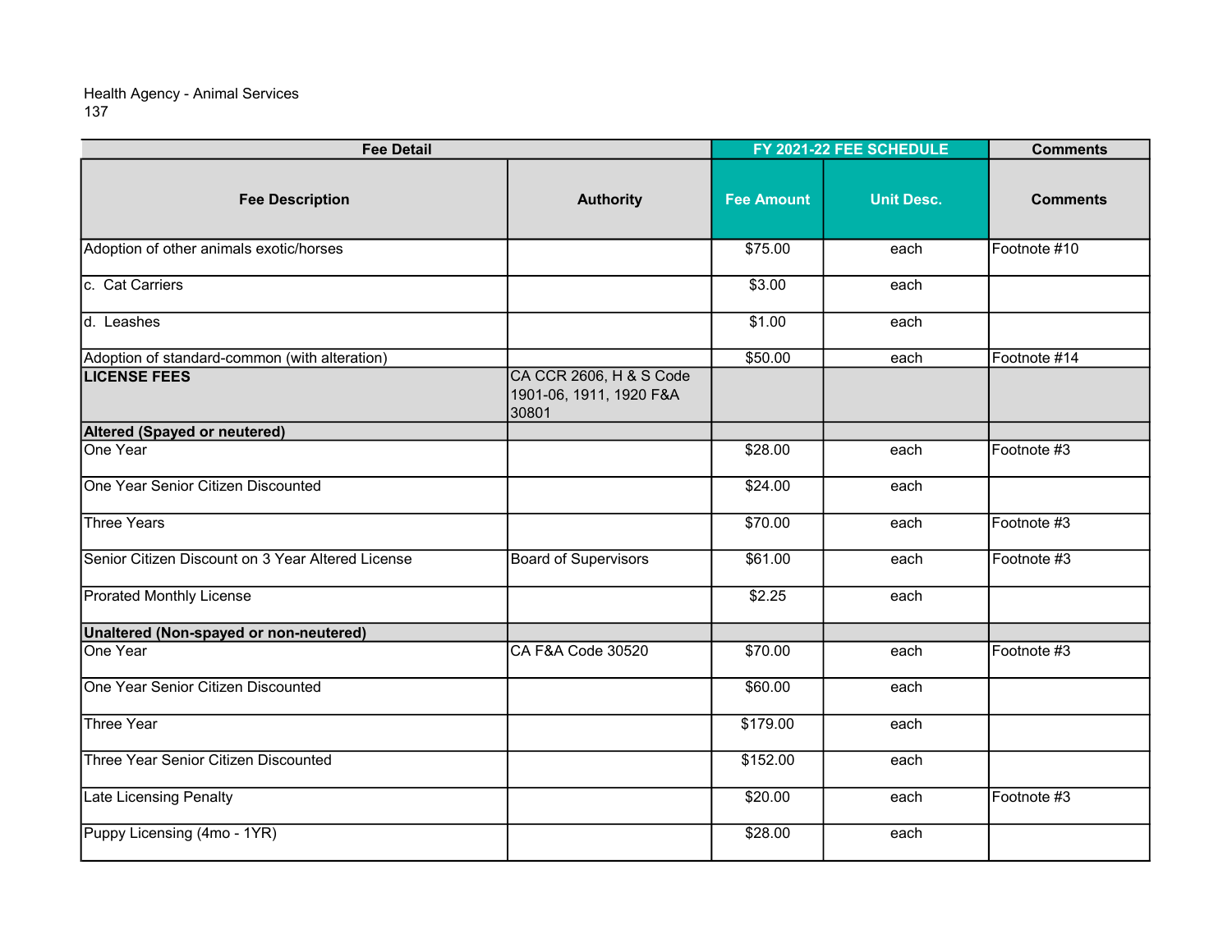Health Agency - Animal Services
137

| Fee Detail | | FY 2021-22 FEE SCHEDULE | | Comments |
|---|---|---|---|---|
| Fee Description | Authority | Fee Amount | Unit Desc. | Comments |
| Adoption of other animals exotic/horses | | $75.00 | each | Footnote #10 |
| c. Cat Carriers | | $3.00 | each | |
| d. Leashes | | $1.00 | each | |
| Adoption of standard-common (with alteration) | | $50.00 | each | Footnote #14 |
| **LICENSE FEES** | CA CCR 2606, H & S Code 1901-06, 1911, 1920 F&A 30801 | | | |
| **Altered (Spayed or neutered)** | | | | |
| One Year | | $28.00 | each | Footnote #3 |
| One Year Senior Citizen Discounted | | $24.00 | each | |
| Three Years | | $70.00 | each | Footnote #3 |
| Senior Citizen Discount on 3 Year Altered License | Board of Supervisors | $61.00 | each | Footnote #3 |
| Prorated Monthly License | | $2.25 | each | |
| **Unaltered (Non-spayed or non-neutered)** | | | | |
| One Year | CA F&A Code 30520 | $70.00 | each | Footnote #3 |
| One Year Senior Citizen Discounted | | $60.00 | each | |
| Three Year | | $179.00 | each | |
| Three Year Senior Citizen Discounted | | $152.00 | each | |
| Late Licensing Penalty | | $20.00 | each | Footnote #3 |
| Puppy Licensing (4mo - 1YR) | | $28.00 | each | |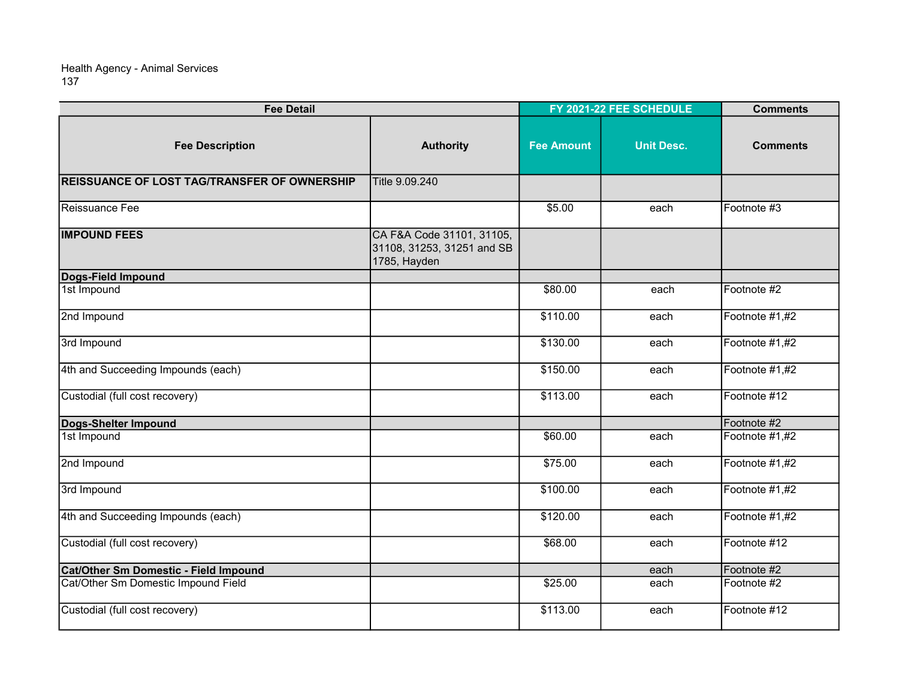Health Agency - Animal Services
137

| Fee Detail | | FY 2021-22 FEE SCHEDULE | | Comments |
|---|---|---|---|---|
| **Fee Description** | **Authority** | **Fee Amount** | **Unit Desc.** | **Comments** |
| **REISSUANCE OF LOST TAG/TRANSFER OF OWNERSHIP** | Title 9.09.240 | | | |
| Reissuance Fee | | $5.00 | each | Footnote #3 |
| **IMPOUND FEES** | CA F&A Code 31101, 31105, 31108, 31253, 31251 and SB 1785, Hayden | | | |
| **Dogs-Field Impound** | | | | |
| 1st Impound | | $80.00 | each | Footnote #2 |
| 2nd Impound | | $110.00 | each | Footnote #1,#2 |
| 3rd Impound | | $130.00 | each | Footnote #1,#2 |
| 4th and Succeeding Impounds (each) | | $150.00 | each | Footnote #1,#2 |
| Custodial (full cost recovery) | | $113.00 | each | Footnote #12 |
| **Dogs-Shelter Impound** | | | | Footnote #2 |
| 1st Impound | | $60.00 | each | Footnote #1,#2 |
| 2nd Impound | | $75.00 | each | Footnote #1,#2 |
| 3rd Impound | | $100.00 | each | Footnote #1,#2 |
| 4th and Succeeding Impounds (each) | | $120.00 | each | Footnote #1,#2 |
| Custodial (full cost recovery) | | $68.00 | each | Footnote #12 |
| **Cat/Other Sm Domestic - Field Impound** | | | each | Footnote #2 |
| Cat/Other Sm Domestic Impound Field | | $25.00 | each | Footnote #2 |
| Custodial (full cost recovery) | | $113.00 | each | Footnote #12 |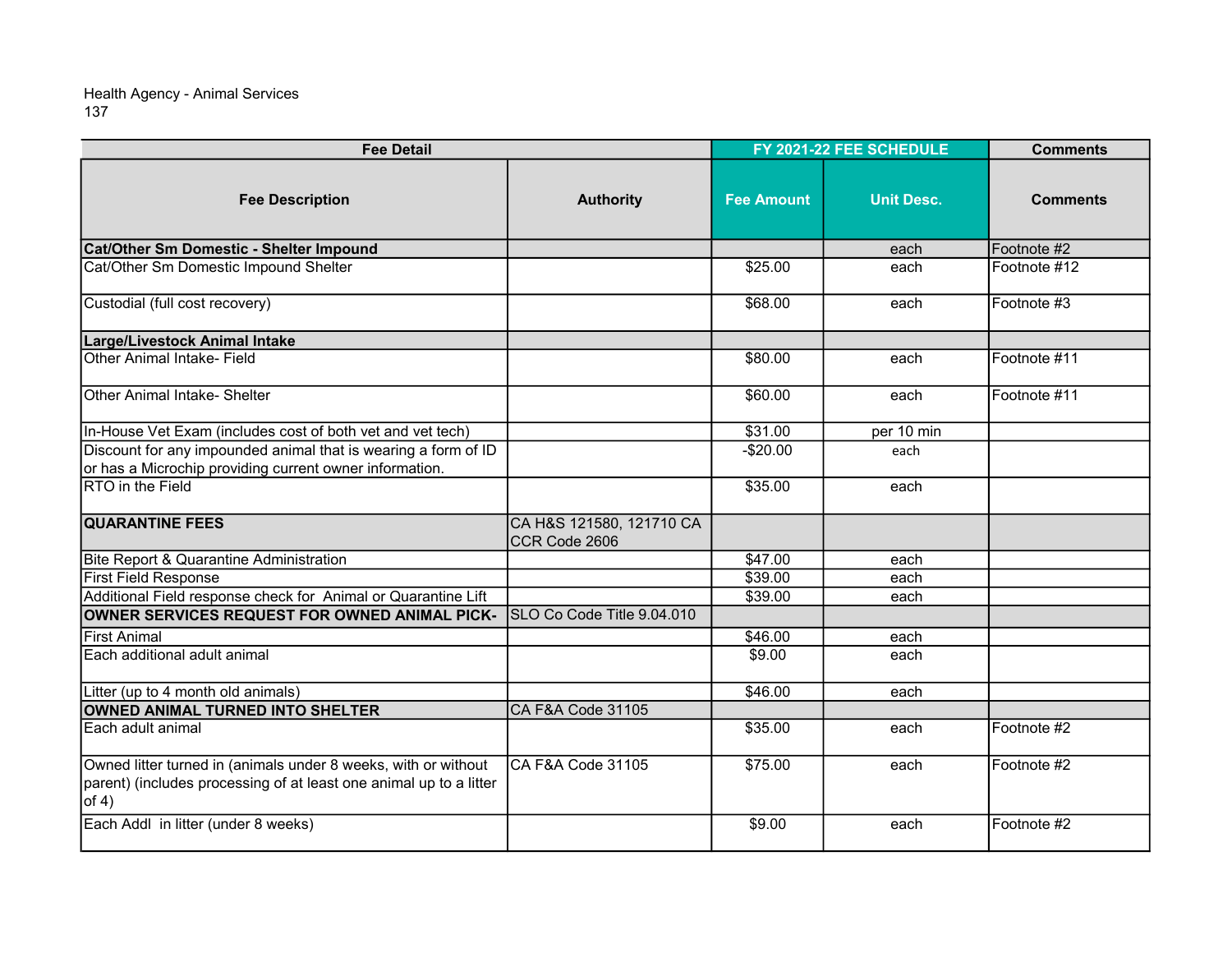Health Agency - Animal Services
137

| Fee Detail | | FY 2021-22 FEE SCHEDULE | | Comments |
|---|---|---|---|---|
| **Fee Description** | **Authority** | **Fee Amount** | **Unit Desc.** | **Comments** |
| **Cat/Other Sm Domestic - Shelter Impound** | | | each | Footnote #2 |
| Cat/Other Sm Domestic Impound Shelter | | $25.00 | each | Footnote #12 |
| Custodial (full cost recovery) | | $68.00 | each | Footnote #3 |
| **Large/Livestock Animal Intake** | | | | |
| Other Animal Intake- Field | | $80.00 | each | Footnote #11 |
| Other Animal Intake- Shelter | | $60.00 | each | Footnote #11 |
| In-House Vet Exam (includes cost of both vet and vet tech) | | $31.00 | per 10 min | |
| Discount for any impounded animal that is wearing a form of ID or has a Microchip providing current owner information. | | -$20.00 | each | |
| RTO in the Field | | $35.00 | each | |
| **QUARANTINE FEES** | CA H&S 121580, 121710 CA CCR Code 2606 | | | |
| Bite Report & Quarantine Administration | | $47.00 | each | |
| First Field Response | | $39.00 | each | |
| Additional Field response check for Animal or Quarantine Lift | | $39.00 | each | |
| **OWNER SERVICES REQUEST FOR OWNED ANIMAL PICK-** | SLO Co Code Title 9.04.010 | | | |
| First Animal | | $46.00 | each | |
| Each additional adult animal | | $9.00 | each | |
| Litter (up to 4 month old animals) | | $46.00 | each | |
| **OWNED ANIMAL TURNED INTO SHELTER** | CA F&A Code 31105 | | | |
| Each adult animal | | $35.00 | each | Footnote #2 |
| Owned litter turned in (animals under 8 weeks, with or without parent) (includes processing of at least one animal up to a litter of 4) | CA F&A Code 31105 | $75.00 | each | Footnote #2 |
| Each Addl in litter (under 8 weeks) | | $9.00 | each | Footnote #2 |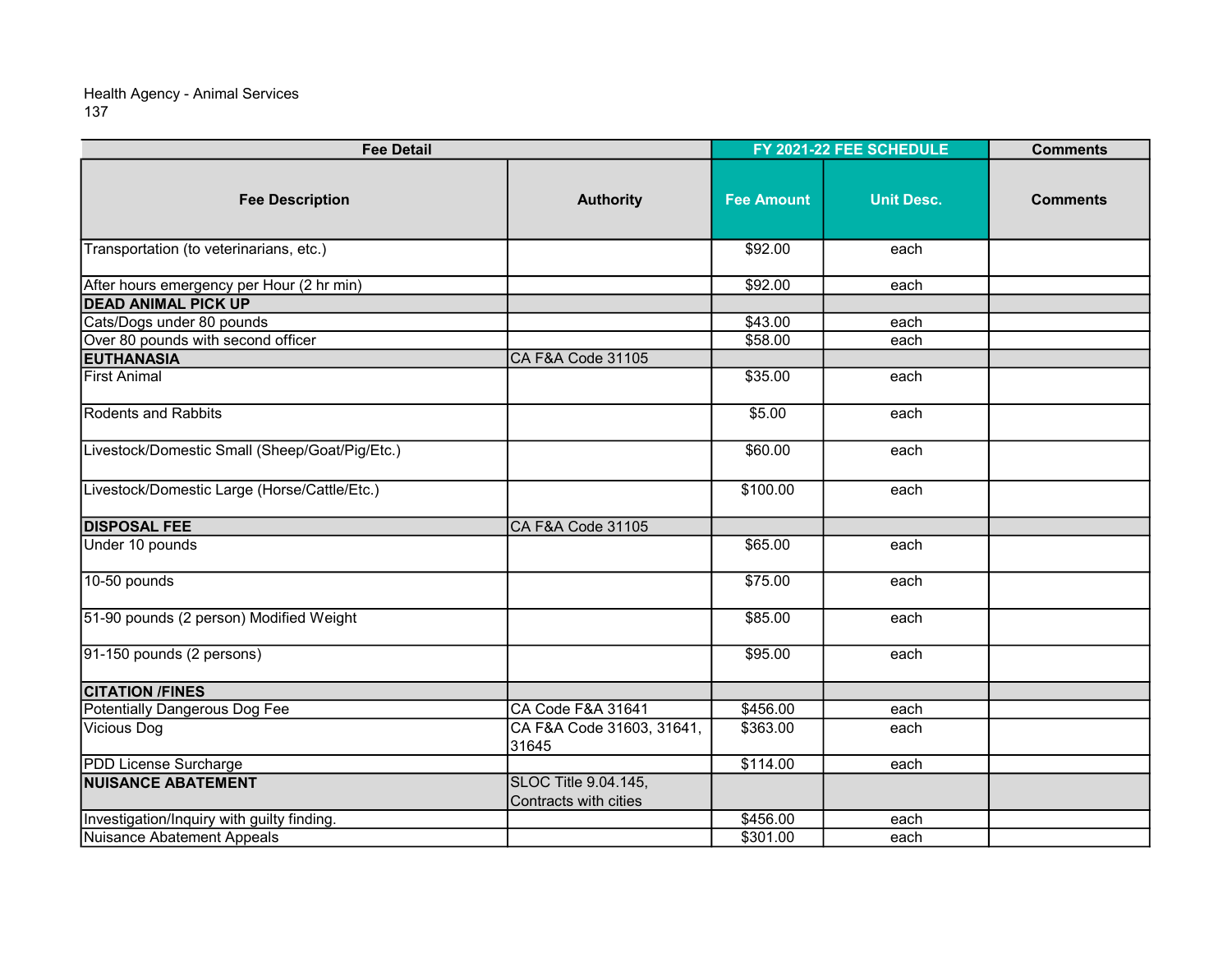Health Agency - Animal Services
137

| Fee Detail | | FY 2021-22 FEE SCHEDULE | | Comments |
|---|---|---|---|---|
| **Fee Description** | **Authority** | **Fee Amount** | **Unit Desc.** | **Comments** |
| Transportation (to veterinarians, etc.) | | $92.00 | each | |
| After hours emergency per Hour (2 hr min) | | $92.00 | each | |
| **DEAD ANIMAL PICK UP** | | | | |
| Cats/Dogs under 80 pounds | | $43.00 | each | |
| Over 80 pounds with second officer | | $58.00 | each | |
| **EUTHANASIA** | CA F&A Code 31105 | | | |
| First Animal | | $35.00 | each | |
| Rodents and Rabbits | | $5.00 | each | |
| Livestock/Domestic Small (Sheep/Goat/Pig/Etc.) | | $60.00 | each | |
| Livestock/Domestic Large (Horse/Cattle/Etc.) | | $100.00 | each | |
| **DISPOSAL FEE** | CA F&A Code 31105 | | | |
| Under 10 pounds | | $65.00 | each | |
| 10-50 pounds | | $75.00 | each | |
| 51-90 pounds (2 person) Modified Weight | | $85.00 | each | |
| 91-150 pounds (2 persons) | | $95.00 | each | |
| **CITATION /FINES** | | | | |
| Potentially Dangerous Dog Fee | CA Code F&A 31641 | $456.00 | each | |
| Vicious Dog | CA F&A Code 31603, 31641, 31645 | $363.00 | each | |
| PDD License Surcharge | | $114.00 | each | |
| **NUISANCE ABATEMENT** | SLOC Title 9.04.145, Contracts with cities | | | |
| Investigation/Inquiry with guilty finding. | | $456.00 | each | |
| Nuisance Abatement Appeals | | $301.00 | each | |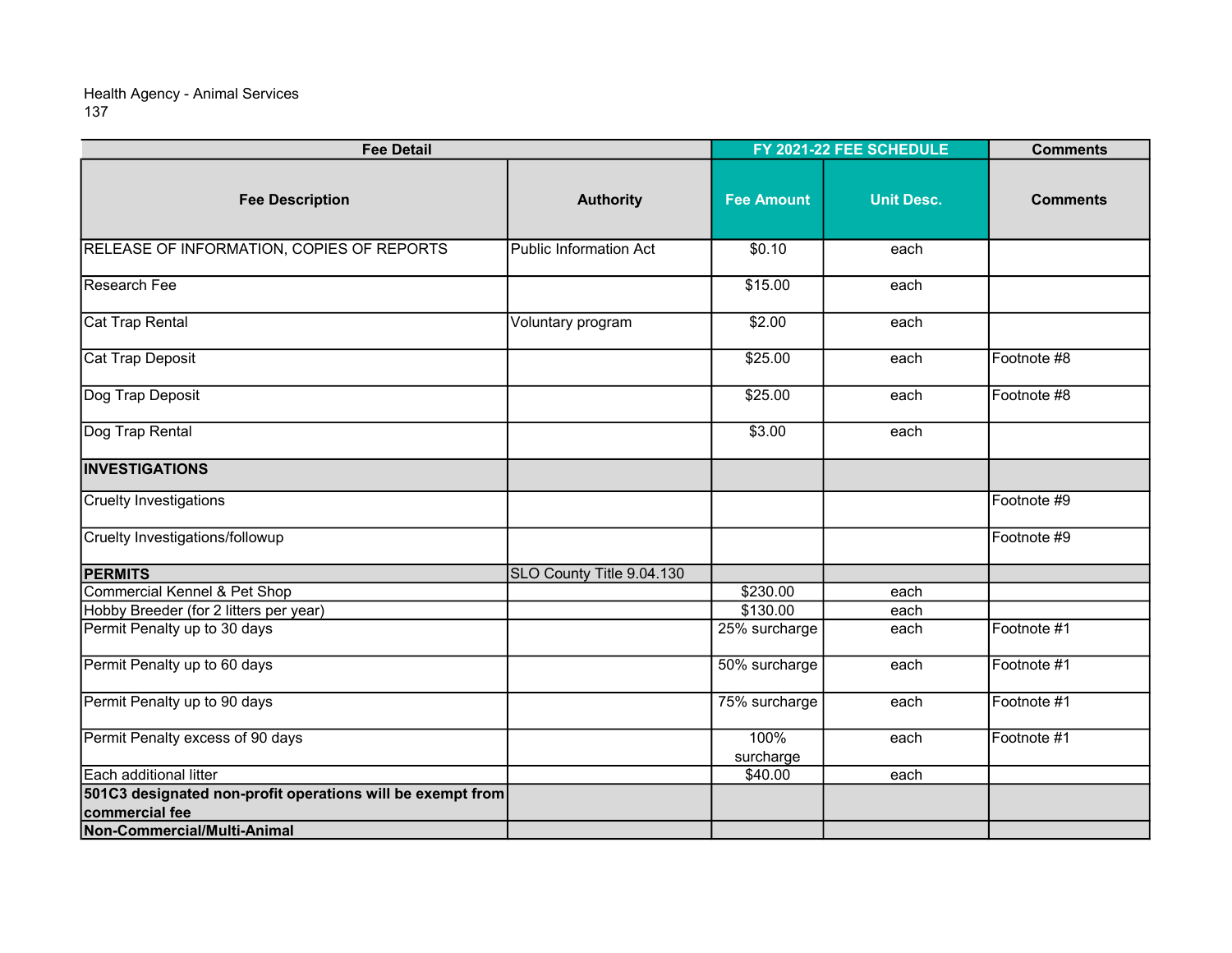Health Agency - Animal Services
137

| Fee Detail | | FY 2021-22 FEE SCHEDULE | | Comments |
|---|---|---|---|---|
| **Fee Description** | **Authority** | **Fee Amount** | **Unit Desc.** | **Comments** |
| RELEASE OF INFORMATION, COPIES OF REPORTS | Public Information Act | $0.10 | each | |
| Research Fee | | $15.00 | each | |
| Cat Trap Rental | Voluntary program | $2.00 | each | |
| Cat Trap Deposit | | $25.00 | each | Footnote #8 |
| Dog Trap Deposit | | $25.00 | each | Footnote #8 |
| Dog Trap Rental | | $3.00 | each | |
| **INVESTIGATIONS** | | | | |
| Cruelty Investigations | | | | Footnote #9 |
| Cruelty Investigations/followup | | | | Footnote #9 |
| **PERMITS** | SLO County Title 9.04.130 | | | |
| Commercial Kennel & Pet Shop | | $230.00 | each | |
| Hobby Breeder (for 2 litters per year) | | $130.00 | each | |
| Permit Penalty up to 30 days | | 25% surcharge | each | Footnote #1 |
| Permit Penalty up to 60 days | | 50% surcharge | each | Footnote #1 |
| Permit Penalty up to 90 days | | 75% surcharge | each | Footnote #1 |
| Permit Penalty excess of 90 days | | 100% surcharge | each | Footnote #1 |
| Each additional litter | | $40.00 | each | |
| **501C3 designated non-profit operations will be exempt from commercial fee** | | | | |
| **Non-Commercial/Multi-Animal** | | | | |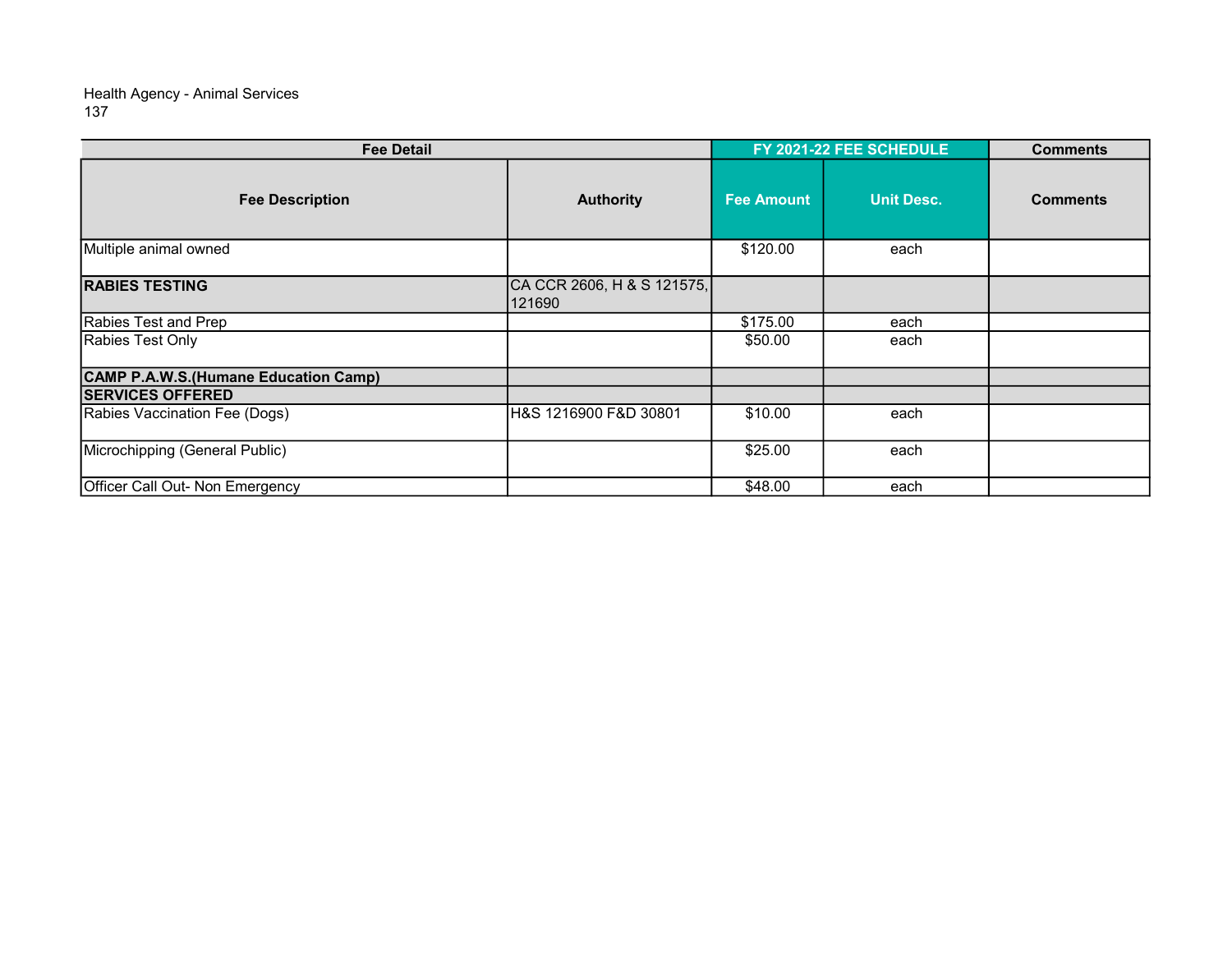Health Agency - Animal Services
137

| Fee Detail | | FY 2021-22 FEE SCHEDULE | | Comments |
|---|---|---|---|---|
| **Fee Description** | **Authority** | **Fee Amount** | **Unit Desc.** | **Comments** |
| Multiple animal owned | | $120.00 | each | |
| **RABIES TESTING** | CA CCR 2606, H & S 121575, 121690 | | | |
| Rabies Test and Prep | | $175.00 | each | |
| Rabies Test Only | | $50.00 | each | |
| **CAMP P.A.W.S.(Humane Education Camp)** | | | | |
| **SERVICES OFFERED** | | | | |
| Rabies Vaccination Fee (Dogs) | H&S 1216900 F&D 30801 | $10.00 | each | |
| Microchipping (General Public) | | $25.00 | each | |
| Officer Call Out- Non Emergency | | $48.00 | each | |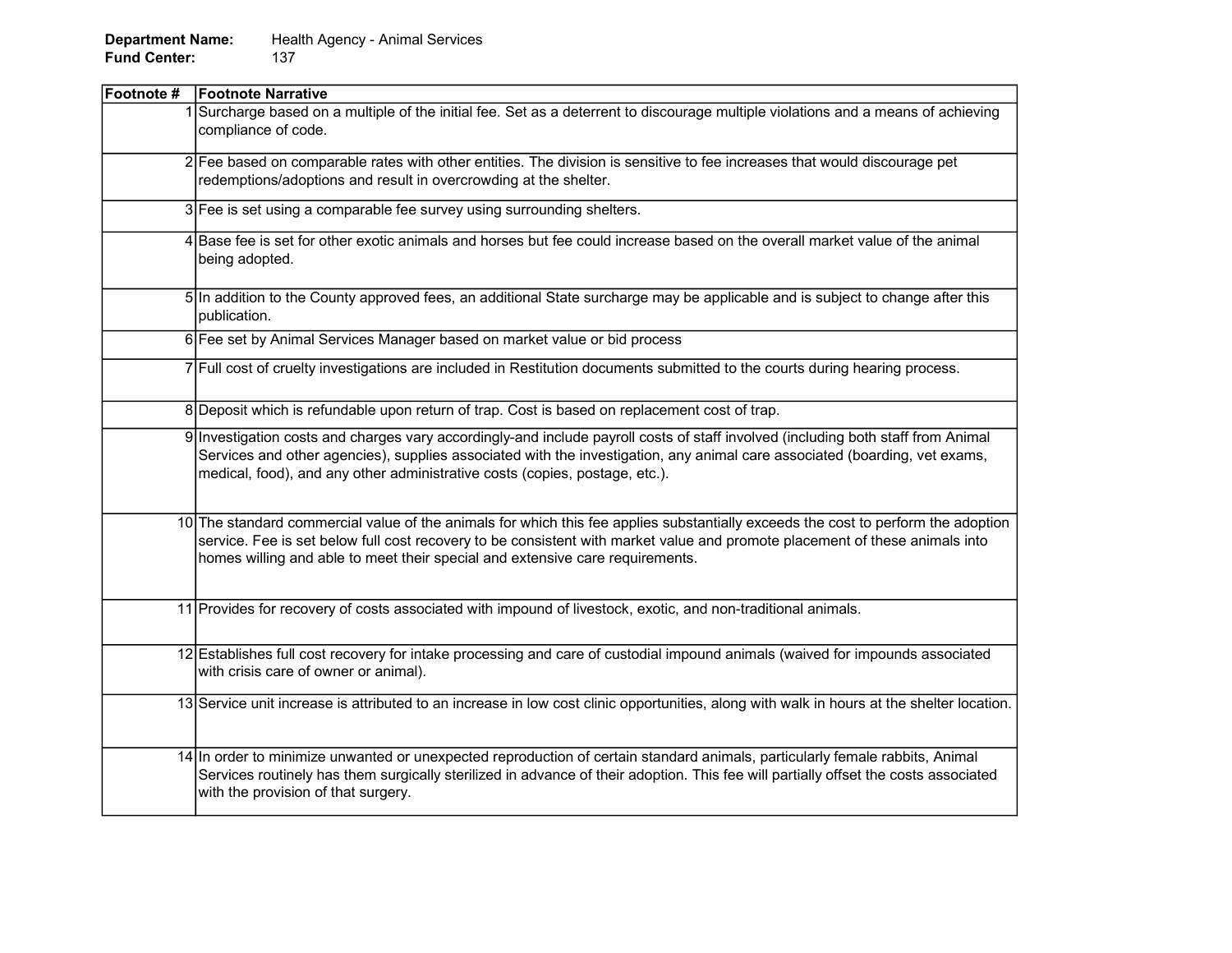**Department Name:** Health Agency - Animal Services
**Fund Center:** 137

| Footnote # | Footnote Narrative |
|---|---|
| 1 | Surcharge based on a multiple of the initial fee. Set as a deterrent to discourage multiple violations and a means of achieving compliance of code. |
| 2 | Fee based on comparable rates with other entities. The division is sensitive to fee increases that would discourage pet redemptions/adoptions and result in overcrowding at the shelter. |
| 3 | Fee is set using a comparable fee survey using surrounding shelters. |
| 4 | Base fee is set for other exotic animals and horses but fee could increase based on the overall market value of the animal being adopted. |
| 5 | In addition to the County approved fees, an additional State surcharge may be applicable and is subject to change after this publication. |
| 6 | Fee set by Animal Services Manager based on market value or bid process |
| 7 | Full cost of cruelty investigations are included in Restitution documents submitted to the courts during hearing process. |
| 8 | Deposit which is refundable upon return of trap. Cost is based on replacement cost of trap. |
| 9 | Investigation costs and charges vary accordingly-and include payroll costs of staff involved (including both staff from Animal Services and other agencies), supplies associated with the investigation, any animal care associated (boarding, vet exams, medical, food), and any other administrative costs (copies, postage, etc.). |
| 10 | The standard commercial value of the animals for which this fee applies substantially exceeds the cost to perform the adoption service. Fee is set below full cost recovery to be consistent with market value and promote placement of these animals into homes willing and able to meet their special and extensive care requirements. |
| 11 | Provides for recovery of costs associated with impound of livestock, exotic, and non-traditional animals. |
| 12 | Establishes full cost recovery for intake processing and care of custodial impound animals (waived for impounds associated with crisis care of owner or animal). |
| 13 | Service unit increase is attributed to an increase in low cost clinic opportunities, along with walk in hours at the shelter location. |
| 14 | In order to minimize unwanted or unexpected reproduction of certain standard animals, particularly female rabbits, Animal Services routinely has them surgically sterilized in advance of their adoption. This fee will partially offset the costs associated with the provision of that surgery. |